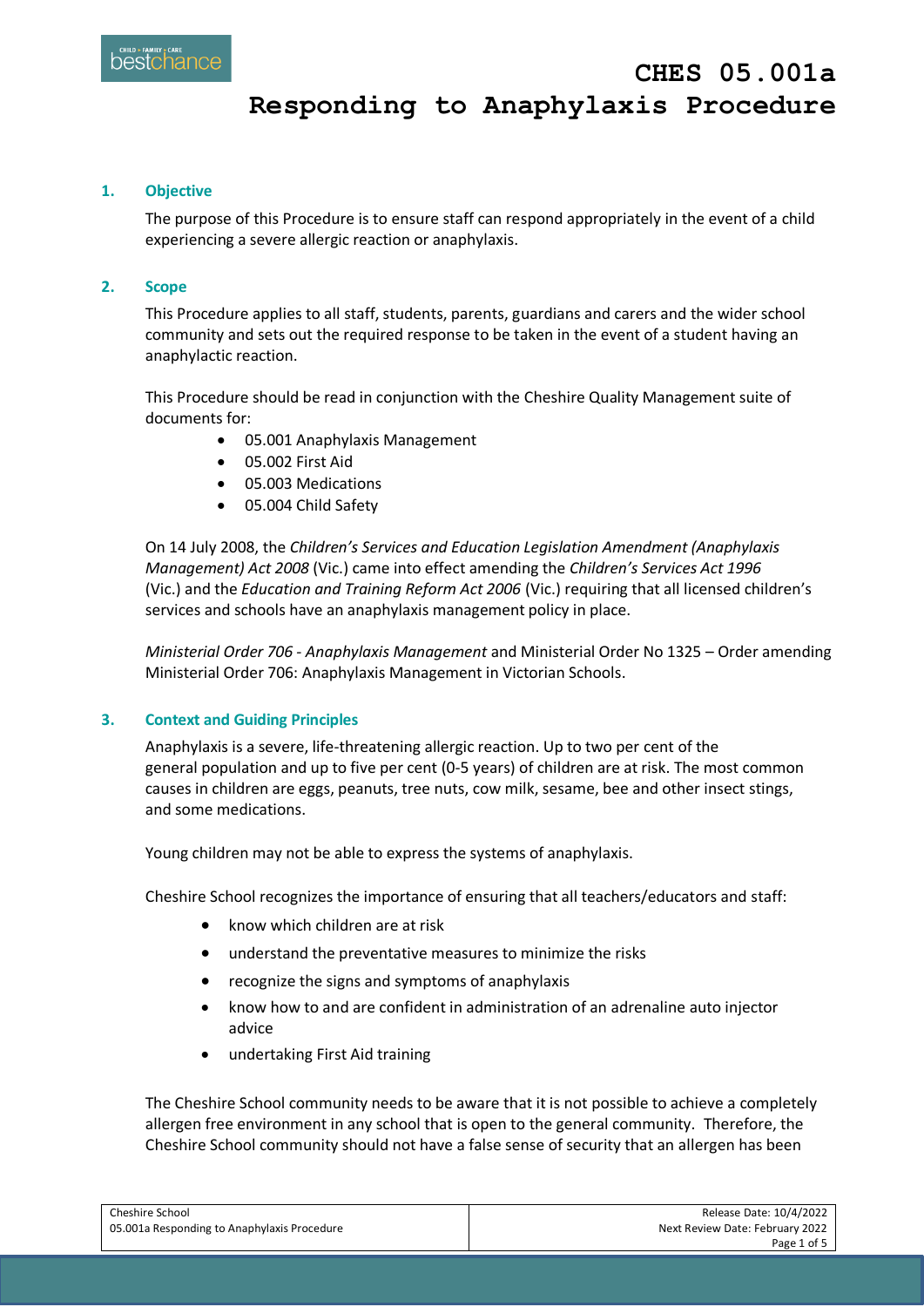# CHES 05.001a
# Responding to Anaphylaxis Procedure

## 1. Objective

The purpose of this Procedure is to ensure staff can respond appropriately in the event of a child experiencing a severe allergic reaction or anaphylaxis.

## 2. Scope

This Procedure applies to all staff, students, parents, guardians and carers and the wider school community and sets out the required response to be taken in the event of a student having an anaphylactic reaction.

This Procedure should be read in conjunction with the Cheshire Quality Management suite of documents for:

- 05.001 Anaphylaxis Management
- 05.002 First Aid
- 05.003 Medications
- 05.004 Child Safety

On 14 July 2008, the *Children's Services and Education Legislation Amendment (Anaphylaxis Management) Act 2008* (Vic.) came into effect amending the *Children's Services Act 1996* (Vic.) and the *Education and Training Reform Act 2006* (Vic.) requiring that all licensed children's services and schools have an anaphylaxis management policy in place.

*Ministerial Order 706 - Anaphylaxis Management* and Ministerial Order No 1325 – Order amending Ministerial Order 706: Anaphylaxis Management in Victorian Schools.

## 3. Context and Guiding Principles

Anaphylaxis is a severe, life-threatening allergic reaction. Up to two per cent of the general population and up to five per cent (0-5 years) of children are at risk. The most common causes in children are eggs, peanuts, tree nuts, cow milk, sesame, bee and other insect stings, and some medications.

Young children may not be able to express the systems of anaphylaxis.

Cheshire School recognizes the importance of ensuring that all teachers/educators and staff:

- know which children are at risk
- understand the preventative measures to minimize the risks
- recognize the signs and symptoms of anaphylaxis
- know how to and are confident in administration of an adrenaline auto injector advice
- undertaking First Aid training

The Cheshire School community needs to be aware that it is not possible to achieve a completely allergen free environment in any school that is open to the general community. Therefore, the Cheshire School community should not have a false sense of security that an allergen has been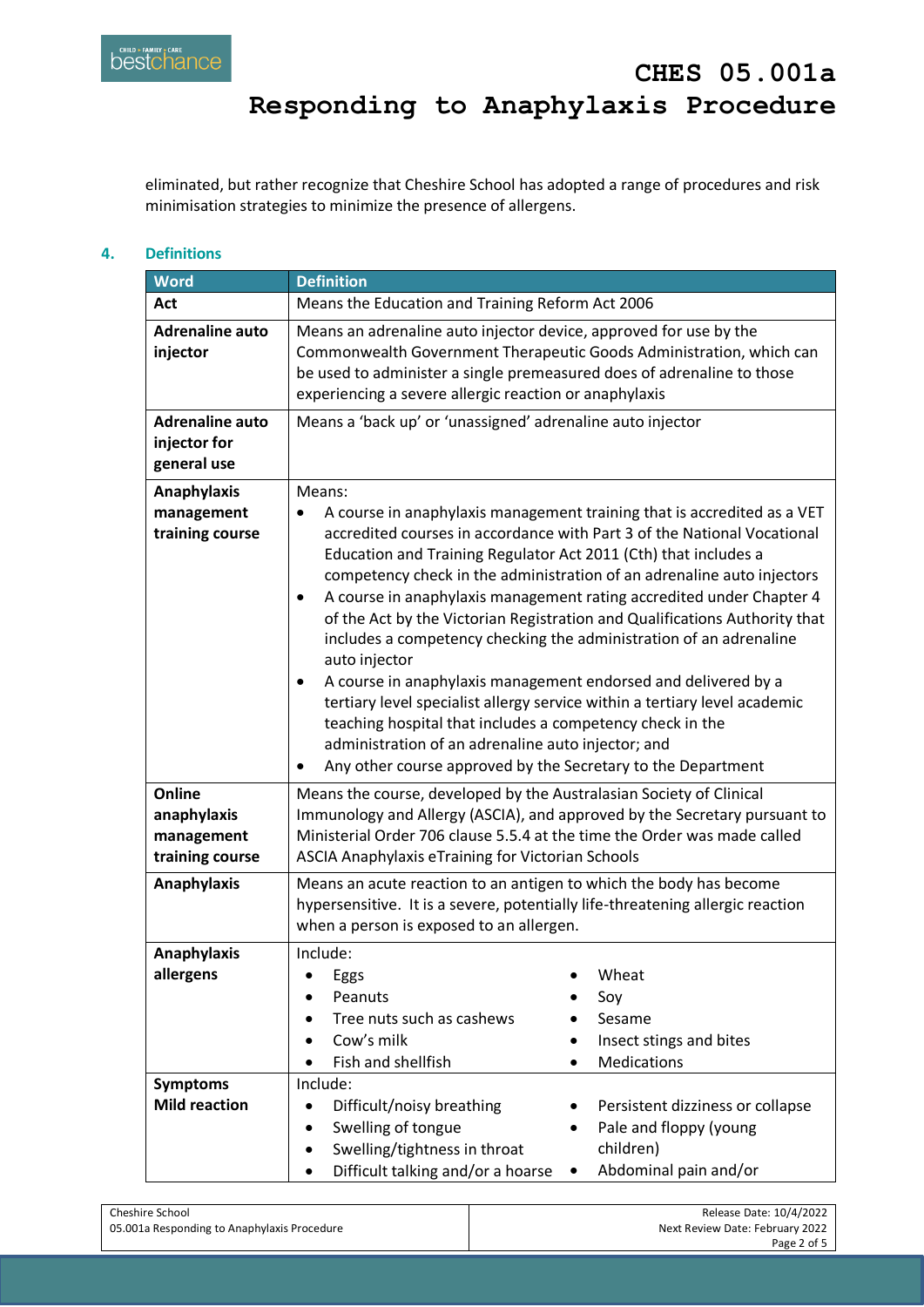eliminated, but rather recognize that Cheshire School has adopted a range of procedures and risk minimisation strategies to minimize the presence of allergens.

## 4. Definitions

| Word | Definition |
|---|---|
| **Act** | Means the Education and Training Reform Act 2006 |
| **Adrenaline auto injector** | Means an adrenaline auto injector device, approved for use by the Commonwealth Government Therapeutic Goods Administration, which can be used to administer a single premeasured does of adrenaline to those experiencing a severe allergic reaction or anaphylaxis |
| **Adrenaline auto injector for general use** | Means a 'back up' or 'unassigned' adrenaline auto injector |
| **Anaphylaxis management training course** | Means:<br>• A course in anaphylaxis management training that is accredited as a VET accredited courses in accordance with Part 3 of the National Vocational Education and Training Regulator Act 2011 (Cth) that includes a competency check in the administration of an adrenaline auto injectors<br>• A course in anaphylaxis management rating accredited under Chapter 4 of the Act by the Victorian Registration and Qualifications Authority that includes a competency checking the administration of an adrenaline auto injector<br>• A course in anaphylaxis management endorsed and delivered by a tertiary level specialist allergy service within a tertiary level academic teaching hospital that includes a competency check in the administration of an adrenaline auto injector; and<br>• Any other course approved by the Secretary to the Department |
| **Online anaphylaxis management training course** | Means the course, developed by the Australasian Society of Clinical Immunology and Allergy (ASCIA), and approved by the Secretary pursuant to Ministerial Order 706 clause 5.5.4 at the time the Order was made called ASCIA Anaphylaxis eTraining for Victorian Schools |
| **Anaphylaxis** | Means an acute reaction to an antigen to which the body has become hypersensitive. It is a severe, potentially life-threatening allergic reaction when a person is exposed to an allergen. |
| **Anaphylaxis allergens** | Include:<br>• Eggs<br>• Peanuts<br>• Tree nuts such as cashews<br>• Cow's milk<br>• Fish and shellfish<br>• Wheat<br>• Soy<br>• Sesame<br>• Insect stings and bites<br>• Medications |
| **Symptoms Mild reaction** | Include:<br>• Difficult/noisy breathing<br>• Swelling of tongue<br>• Swelling/tightness in throat<br>• Difficult talking and/or a hoarse<br>• Persistent dizziness or collapse<br>• Pale and floppy (young children)<br>• Abdominal pain and/or |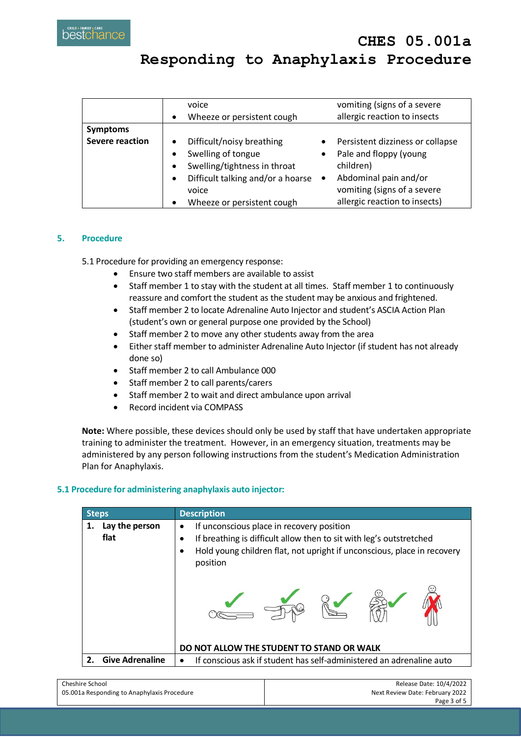| | | |
|---|---|---|
| | voice<br>• Wheeze or persistent cough | vomiting (signs of a severe allergic reaction to insects |
| **Symptoms Severe reaction** | • Difficult/noisy breathing<br>• Swelling of tongue<br>• Swelling/tightness in throat<br>• Difficult talking and/or a hoarse voice<br>• Wheeze or persistent cough | • Persistent dizziness or collapse<br>• Pale and floppy (young children)<br>• Abdominal pain and/or vomiting (signs of a severe allergic reaction to insects) |

## 5. Procedure

5.1 Procedure for providing an emergency response:

- Ensure two staff members are available to assist
- Staff member 1 to stay with the student at all times. Staff member 1 to continuously reassure and comfort the student as the student may be anxious and frightened.
- Staff member 2 to locate Adrenaline Auto Injector and student's ASCIA Action Plan (student's own or general purpose one provided by the School)
- Staff member 2 to move any other students away from the area
- Either staff member to administer Adrenaline Auto Injector (if student has not already done so)
- Staff member 2 to call Ambulance 000
- Staff member 2 to call parents/carers
- Staff member 2 to wait and direct ambulance upon arrival
- Record incident via COMPASS

**Note:** Where possible, these devices should only be used by staff that have undertaken appropriate training to administer the treatment. However, in an emergency situation, treatments may be administered by any person following instructions from the student's Medication Administration Plan for Anaphylaxis.

### 5.1 Procedure for administering anaphylaxis auto injector:

| Steps | Description |
|---|---|
| **1. Lay the person flat** | • If unconscious place in recovery position<br>• If breathing is difficult allow then to sit with leg's outstretched<br>• Hold young children flat, not upright if unconscious, place in recovery position<br><br>**DO NOT ALLOW THE STUDENT TO STAND OR WALK** |
| **2. Give Adrenaline** | • If conscious ask if student has self-administered an adrenaline auto |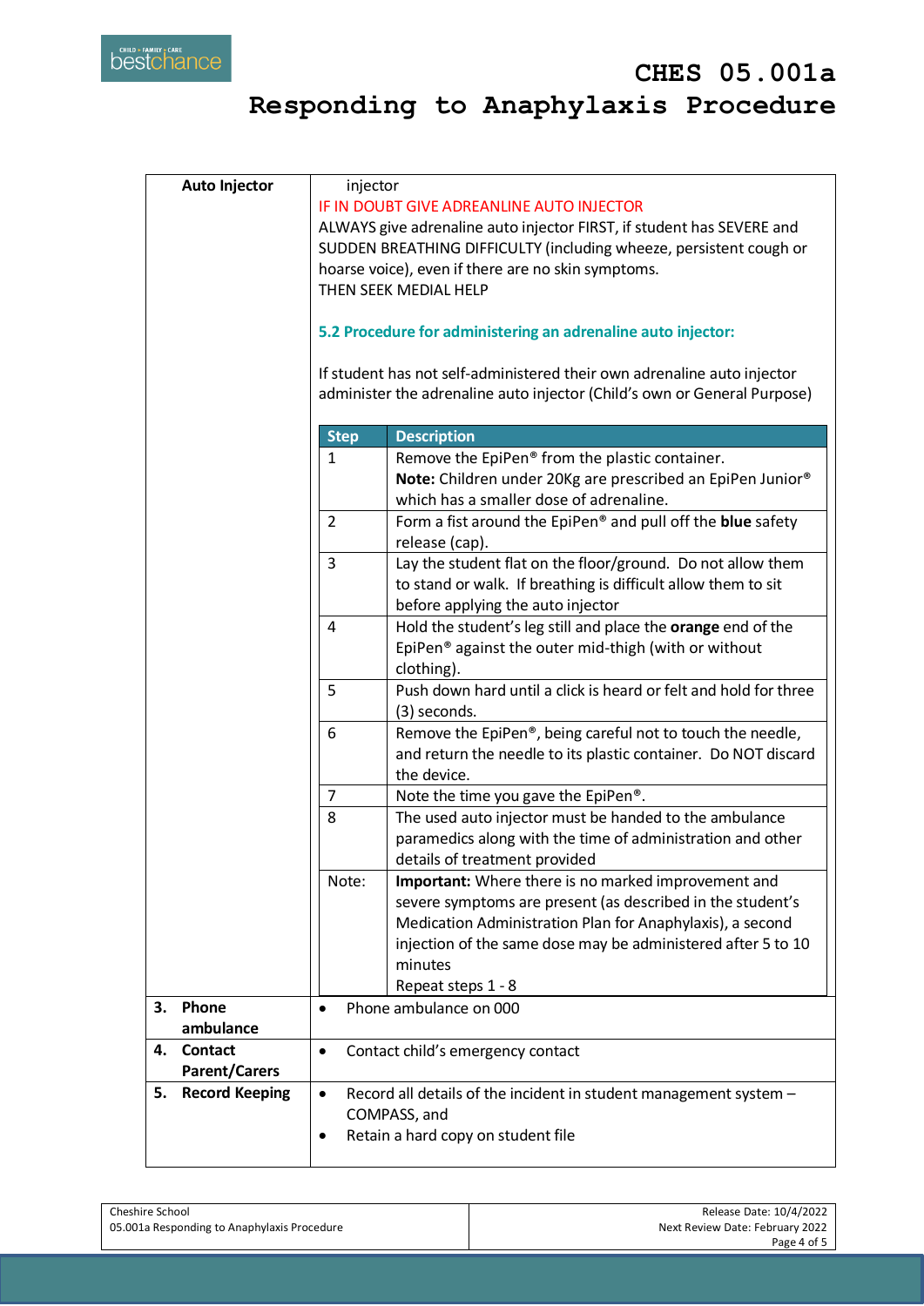| Auto Injector | injector<br>IF IN DOUBT GIVE ADREANLINE AUTO INJECTOR<br>ALWAYS give adrenaline auto injector FIRST, if student has SEVERE and SUDDEN BREATHING DIFFICULTY (including wheeze, persistent cough or hoarse voice), even if there are no skin symptoms.<br>THEN SEEK MEDIAL HELP |
|---|---|

**5.2 Procedure for administering an adrenaline auto injector:**

If student has not self-administered their own adrenaline auto injector administer the adrenaline auto injector (Child's own or General Purpose)

| Step | Description |
|---|---|
| 1 | Remove the EpiPen® from the plastic container.<br>**Note:** Children under 20Kg are prescribed an EpiPen Junior® which has a smaller dose of adrenaline. |
| 2 | Form a fist around the EpiPen® and pull off the **blue** safety release (cap). |
| 3 | Lay the student flat on the floor/ground. Do not allow them to stand or walk. If breathing is difficult allow them to sit before applying the auto injector |
| 4 | Hold the student's leg still and place the **orange** end of the EpiPen® against the outer mid-thigh (with or without clothing). |
| 5 | Push down hard until a click is heard or felt and hold for three (3) seconds. |
| 6 | Remove the EpiPen®, being careful not to touch the needle, and return the needle to its plastic container. Do NOT discard the device. |
| 7 | Note the time you gave the EpiPen®. |
| 8 | The used auto injector must be handed to the ambulance paramedics along with the time of administration and other details of treatment provided |
| Note: | **Important:** Where there is no marked improvement and severe symptoms are present (as described in the student's Medication Administration Plan for Anaphylaxis), a second injection of the same dose may be administered after 5 to 10 minutes<br>Repeat steps 1 - 8 |

| | |
|---|---|
| **3. Phone ambulance** | • Phone ambulance on 000 |
| **4. Contact Parent/Carers** | • Contact child's emergency contact |
| **5. Record Keeping** | • Record all details of the incident in student management system – COMPASS, and<br>• Retain a hard copy on student file |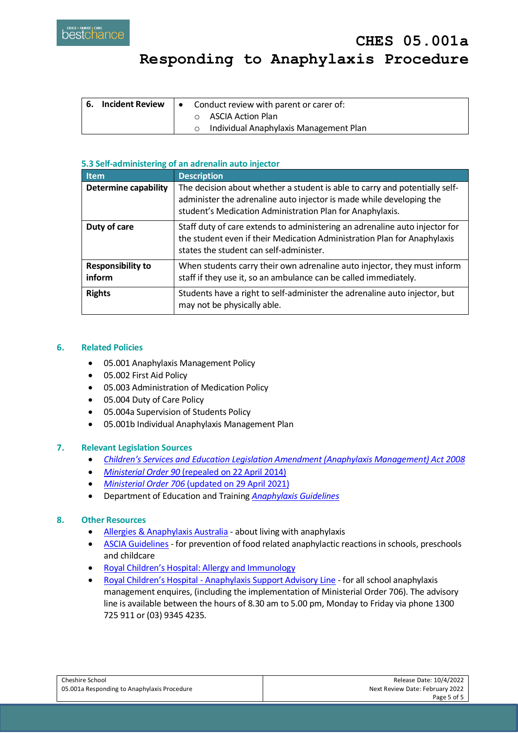| | |
|---|---|
| **6. Incident Review** | • Conduct review with parent or carer of:<br>○ ASCIA Action Plan<br>○ Individual Anaphylaxis Management Plan |

### 5.3 Self-administering of an adrenalin auto injector

| Item | Description |
|---|---|
| **Determine capability** | The decision about whether a student is able to carry and potentially self-administer the adrenaline auto injector is made while developing the student's Medication Administration Plan for Anaphylaxis. |
| **Duty of care** | Staff duty of care extends to administering an adrenaline auto injector for the student even if their Medication Administration Plan for Anaphylaxis states the student can self-administer. |
| **Responsibility to inform** | When students carry their own adrenaline auto injector, they must inform staff if they use it, so an ambulance can be called immediately. |
| **Rights** | Students have a right to self-administer the adrenaline auto injector, but may not be physically able. |

## 6. Related Policies

- 05.001 Anaphylaxis Management Policy
- 05.002 First Aid Policy
- 05.003 Administration of Medication Policy
- 05.004 Duty of Care Policy
- 05.004a Supervision of Students Policy
- 05.001b Individual Anaphylaxis Management Plan

## 7. Relevant Legislation Sources

- *Children's Services and Education Legislation Amendment (Anaphylaxis Management) Act 2008*
- *Ministerial Order 90* (repealed on 22 April 2014)
- *Ministerial Order 706* (updated on 29 April 2021)
- Department of Education and Training *Anaphylaxis Guidelines*

## 8. Other Resources

- Allergies & Anaphylaxis Australia - about living with anaphylaxis
- ASCIA Guidelines - for prevention of food related anaphylactic reactions in schools, preschools and childcare
- Royal Children's Hospital: Allergy and Immunology
- Royal Children's Hospital - Anaphylaxis Support Advisory Line - for all school anaphylaxis management enquires, (including the implementation of Ministerial Order 706). The advisory line is available between the hours of 8.30 am to 5.00 pm, Monday to Friday via phone 1300 725 911 or (03) 9345 4235.